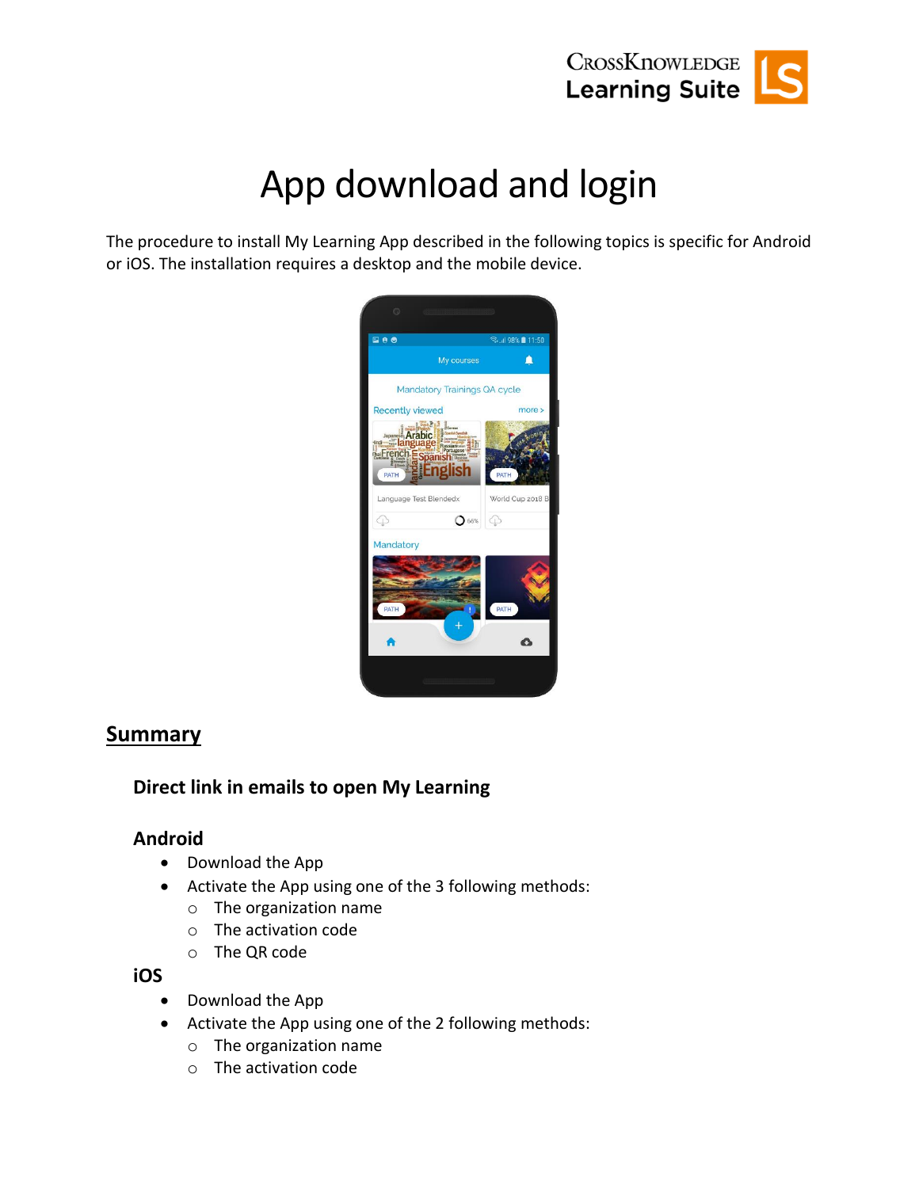# App download and login

The procedure to install My Learning App described in the following topics is specific for Android or iOS. The installation requires a desktop and the mobile device.

## Summary

### Direct link in emails to open My Learning

### Android

- Download the App
- Activate the App using one of the 3 following methods:
  - The organization name
  - The activation code
  - The QR code

### iOS

- Download the App
- Activate the App using one of the 2 following methods:
  - The organization name
  - The activation code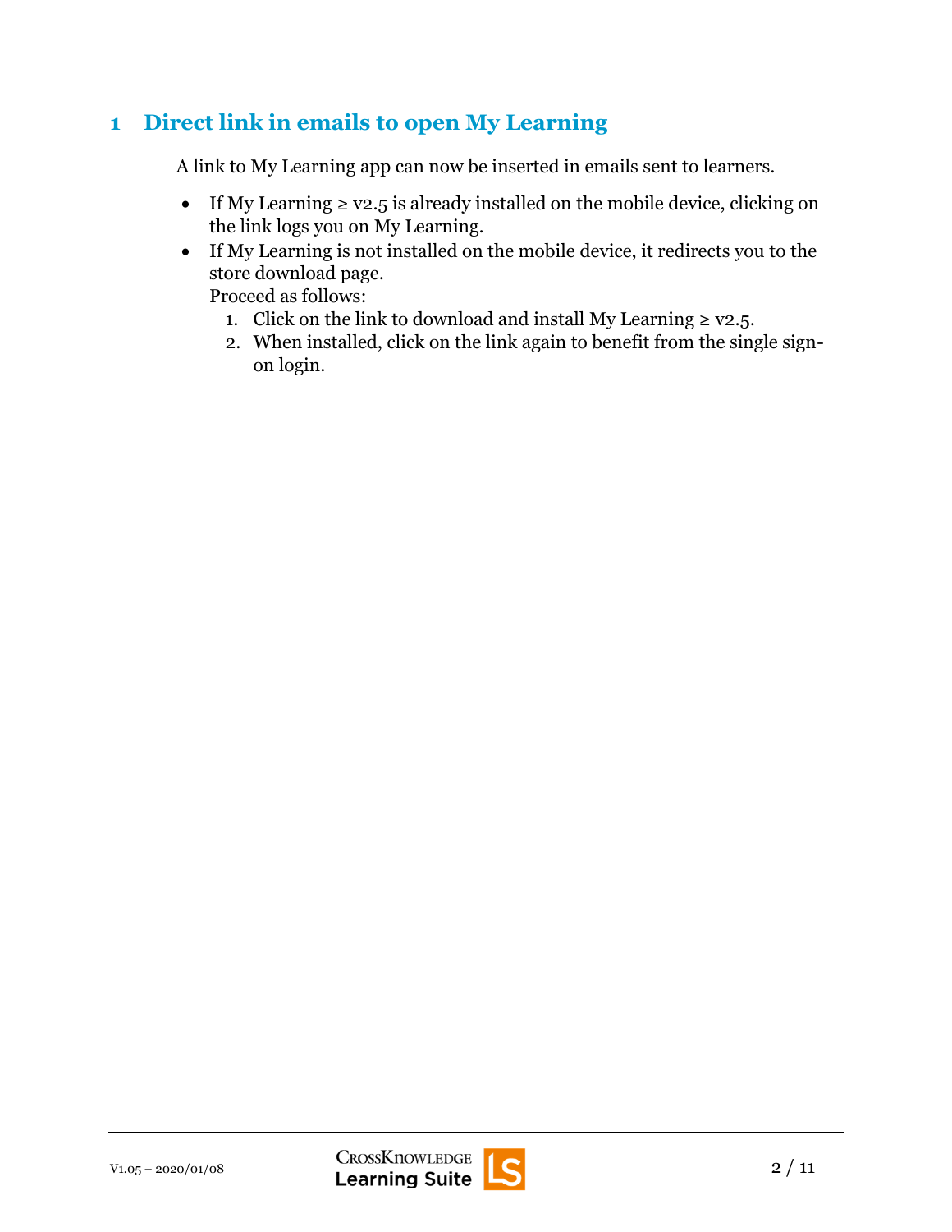# 1 Direct link in emails to open My Learning

A link to My Learning app can now be inserted in emails sent to learners.

- If My Learning ≥ v2.5 is already installed on the mobile device, clicking on the link logs you on My Learning.
- If My Learning is not installed on the mobile device, it redirects you to the store download page.
  Proceed as follows:
  1. Click on the link to download and install My Learning ≥ v2.5.
  2. When installed, click on the link again to benefit from the single sign-on login.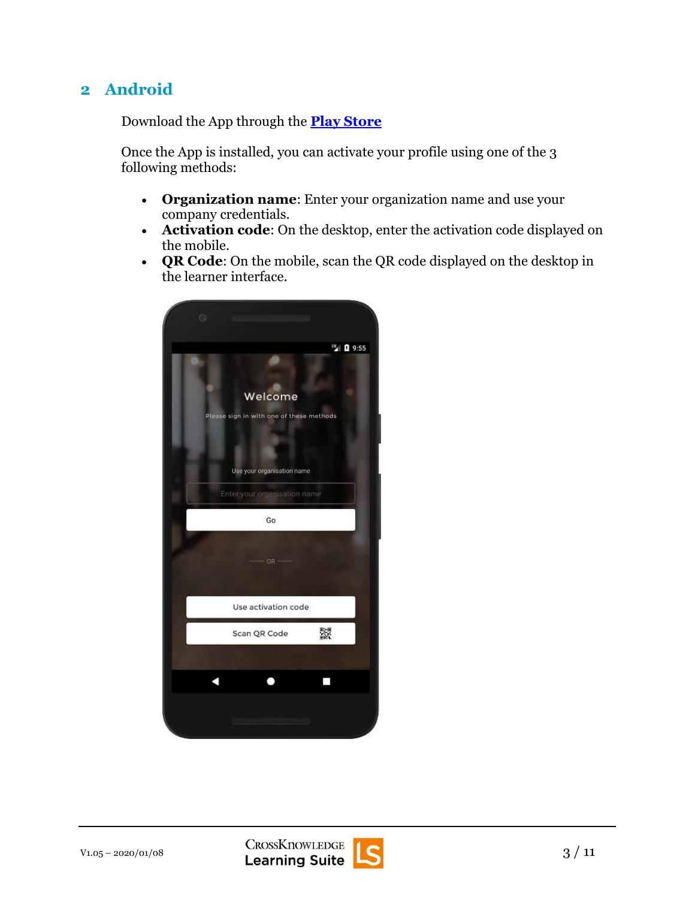## 2 Android

Download the App through the **Play Store**

Once the App is installed, you can activate your profile using one of the 3 following methods:

- **Organization name**: Enter your organization name and use your company credentials.
- **Activation code**: On the desktop, enter the activation code displayed on the mobile.
- **QR Code**: On the mobile, scan the QR code displayed on the desktop in the learner interface.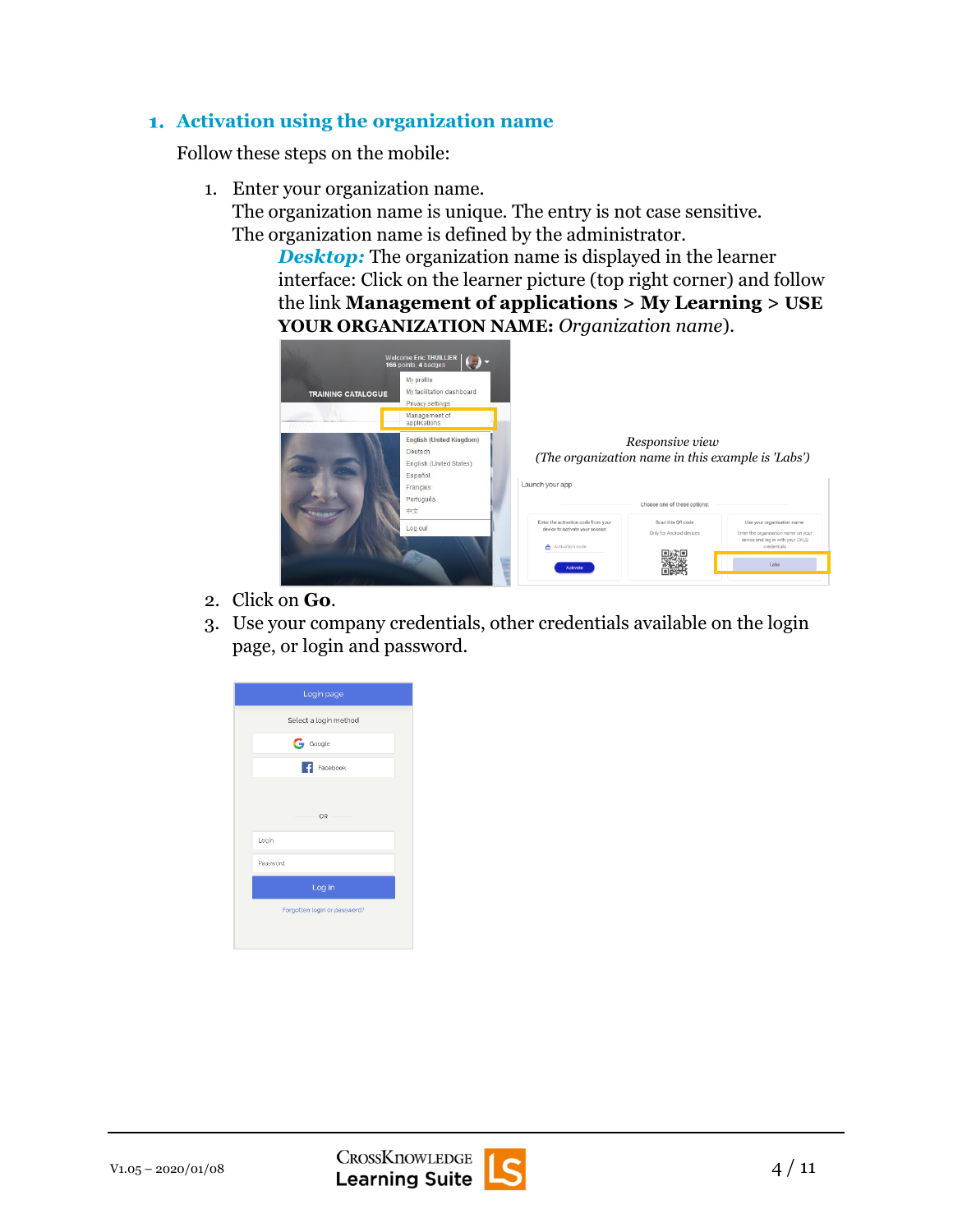## 1. Activation using the organization name

Follow these steps on the mobile:

1. Enter your organization name.
   The organization name is unique. The entry is not case sensitive.
   The organization name is defined by the administrator.
   ***Desktop:*** The organization name is displayed in the learner interface: Click on the learner picture (top right corner) and follow the link **Management of applications** > **My Learning** > **USE YOUR ORGANIZATION NAME:** *Organization name*).

   *Responsive view*
   *(The organization name in this example is 'Labs')*

2. Click on **Go**.
3. Use your company credentials, other credentials available on the login page, or login and password.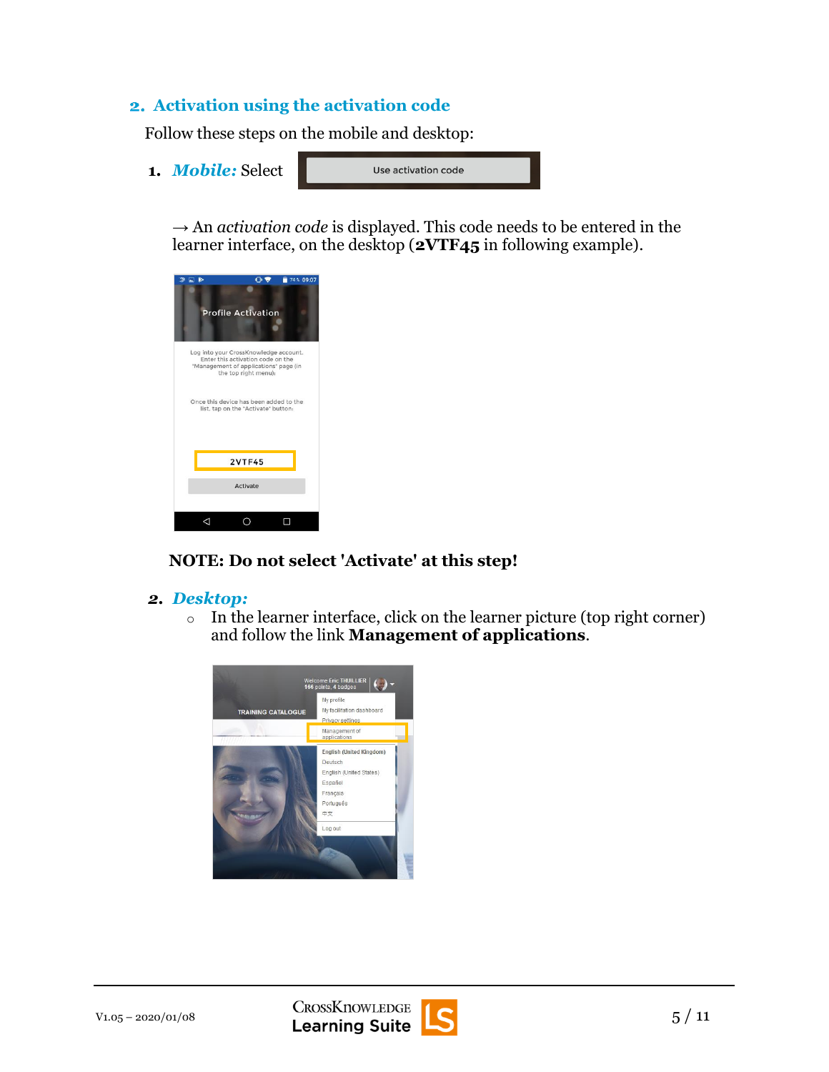## 2. Activation using the activation code

Follow these steps on the mobile and desktop:

1. ***Mobile:*** Select Use activation code

   → An *activation code* is displayed. This code needs to be entered in the learner interface, on the desktop (**2VTF45** in following example).

   **NOTE: Do not select 'Activate' at this step!**

2. ***Desktop:***
   - In the learner interface, click on the learner picture (top right corner) and follow the link **Management of applications**.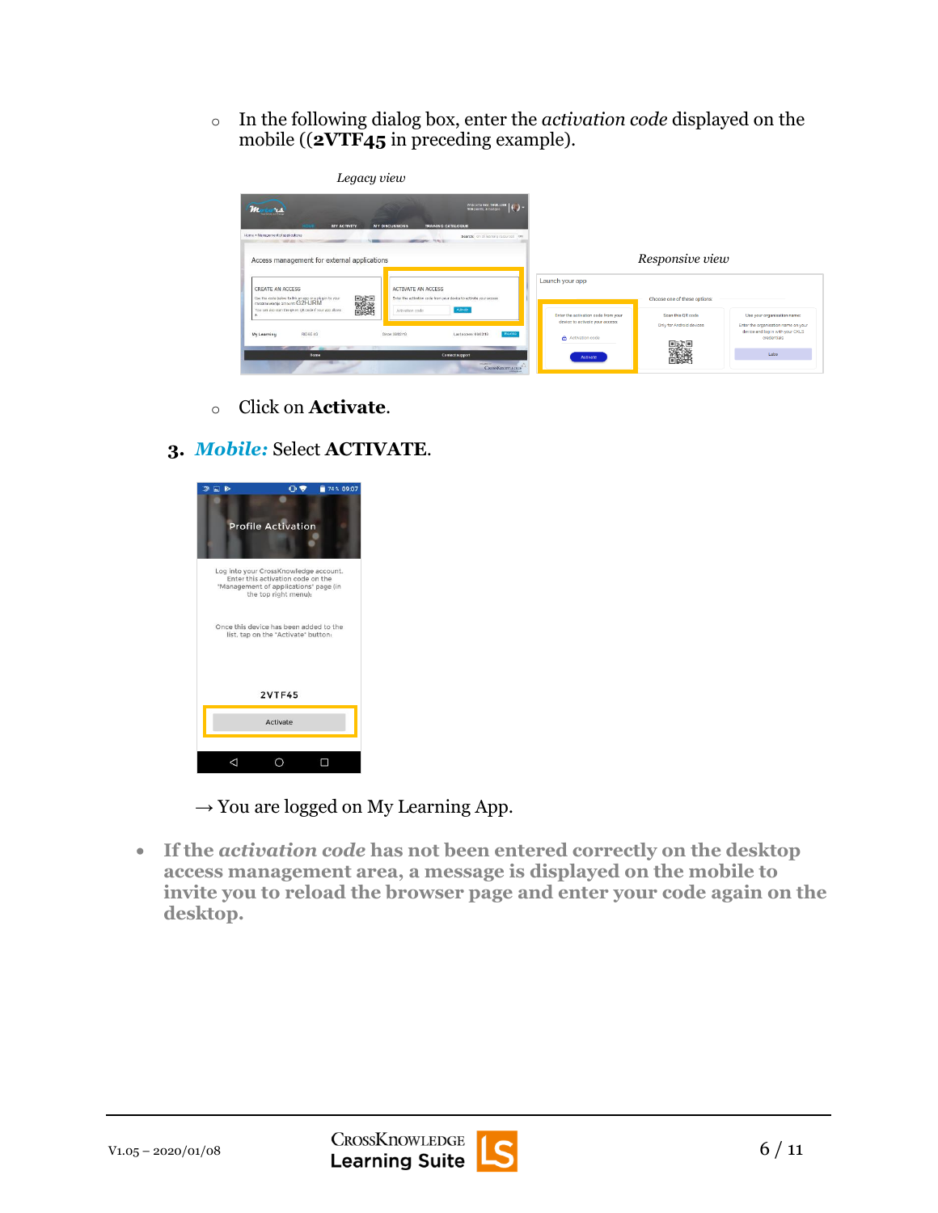- In the following dialog box, enter the *activation code* displayed on the mobile ((**2VTF45** in preceding example).

*Legacy view*

*Responsive view*

- Click on **Activate**.

**3.** ***Mobile:*** Select **ACTIVATE**.

→ You are logged on My Learning App.

- **If the *activation code* has not been entered correctly on the desktop access management area, a message is displayed on the mobile to invite you to reload the browser page and enter your code again on the desktop.**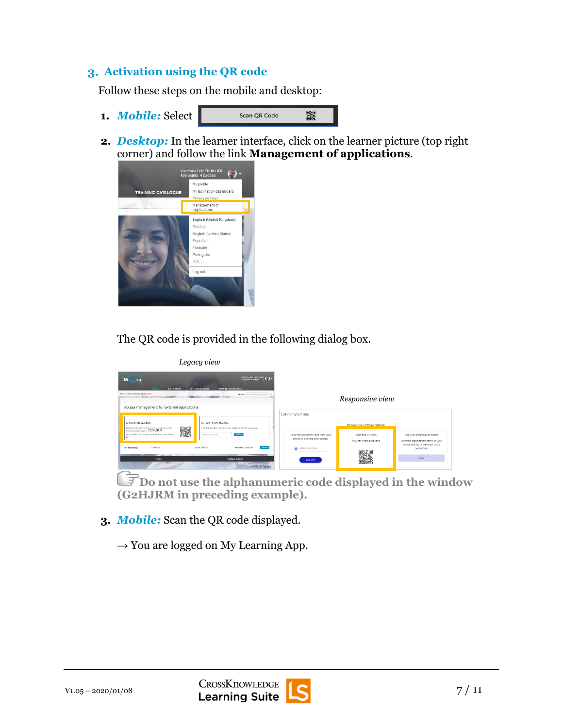## 3. Activation using the QR code

Follow these steps on the mobile and desktop:

1. ***Mobile:*** Select Scan QR Code

2. ***Desktop:*** In the learner interface, click on the learner picture (top right corner) and follow the link **Management of applications**.

   The QR code is provided in the following dialog box.

   *Legacy view*

   *Responsive view*

   **Do not use the alphanumeric code displayed in the window (G2HJRM in preceding example).**

3. ***Mobile:*** Scan the QR code displayed.

   → You are logged on My Learning App.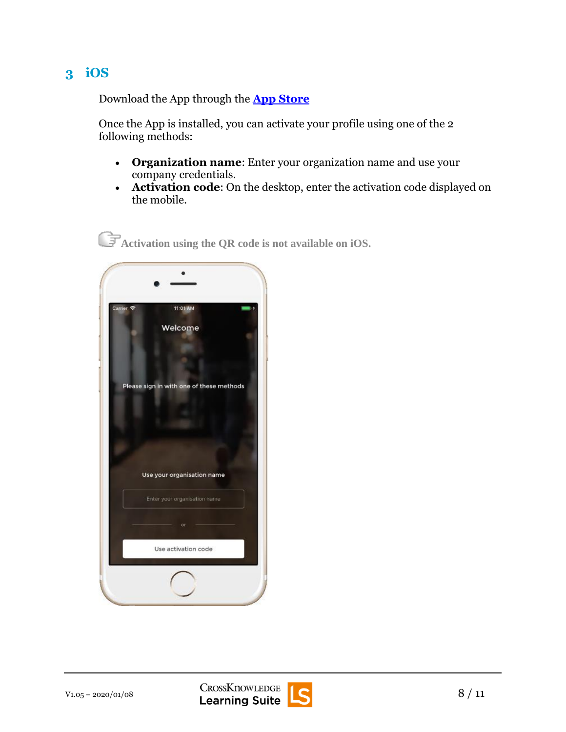## 3 iOS

Download the App through the **App Store**

Once the App is installed, you can activate your profile using one of the 2 following methods:

- **Organization name**: Enter your organization name and use your company credentials.
- **Activation code**: On the desktop, enter the activation code displayed on the mobile.

**Activation using the QR code is not available on iOS.**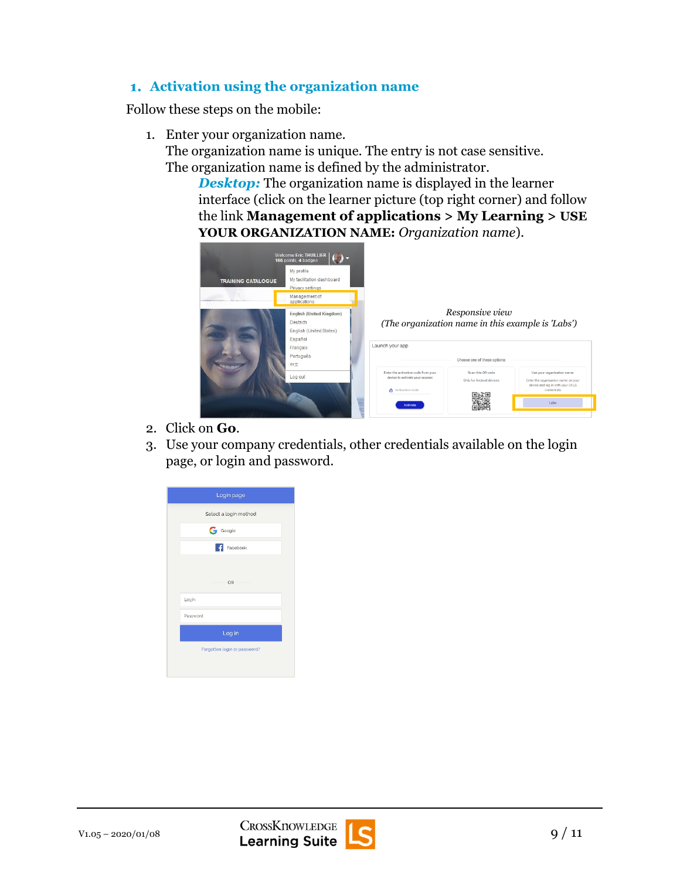## 1. Activation using the organization name

Follow these steps on the mobile:

1. Enter your organization name.
   The organization name is unique. The entry is not case sensitive.
   The organization name is defined by the administrator.
   ***Desktop:*** The organization name is displayed in the learner interface (click on the learner picture (top right corner) and follow the link **Management of applications** > **My Learning** > **USE YOUR ORGANIZATION NAME:** *Organization name*).

   *Responsive view*
   *(The organization name in this example is 'Labs')*

2. Click on **Go**.
3. Use your company credentials, other credentials available on the login page, or login and password.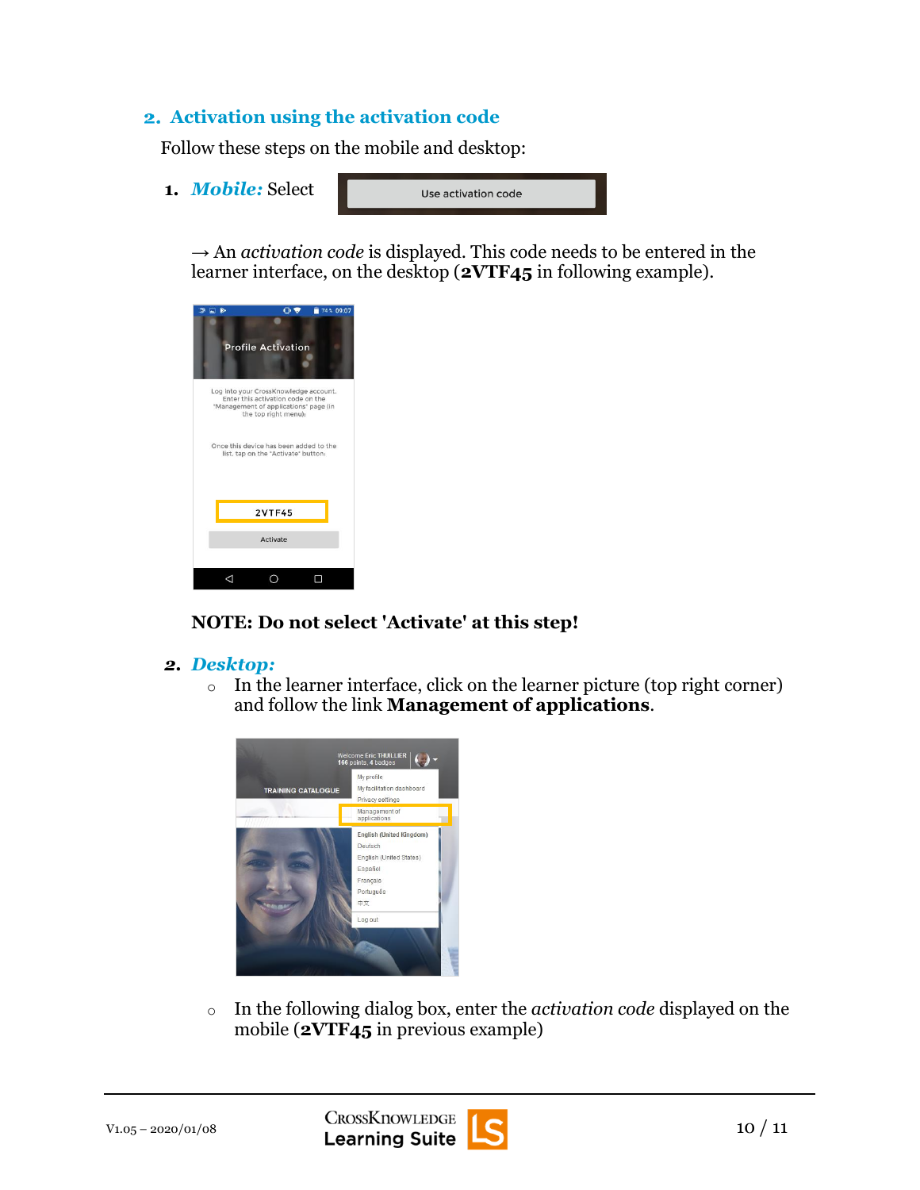## 2. Activation using the activation code

Follow these steps on the mobile and desktop:

1. ***Mobile:*** Select Use activation code

   → An *activation code* is displayed. This code needs to be entered in the learner interface, on the desktop (**2VTF45** in following example).

   **NOTE: Do not select 'Activate' at this step!**

2. ***Desktop:***
   - In the learner interface, click on the learner picture (top right corner) and follow the link **Management of applications**.
   - In the following dialog box, enter the *activation code* displayed on the mobile (**2VTF45** in previous example)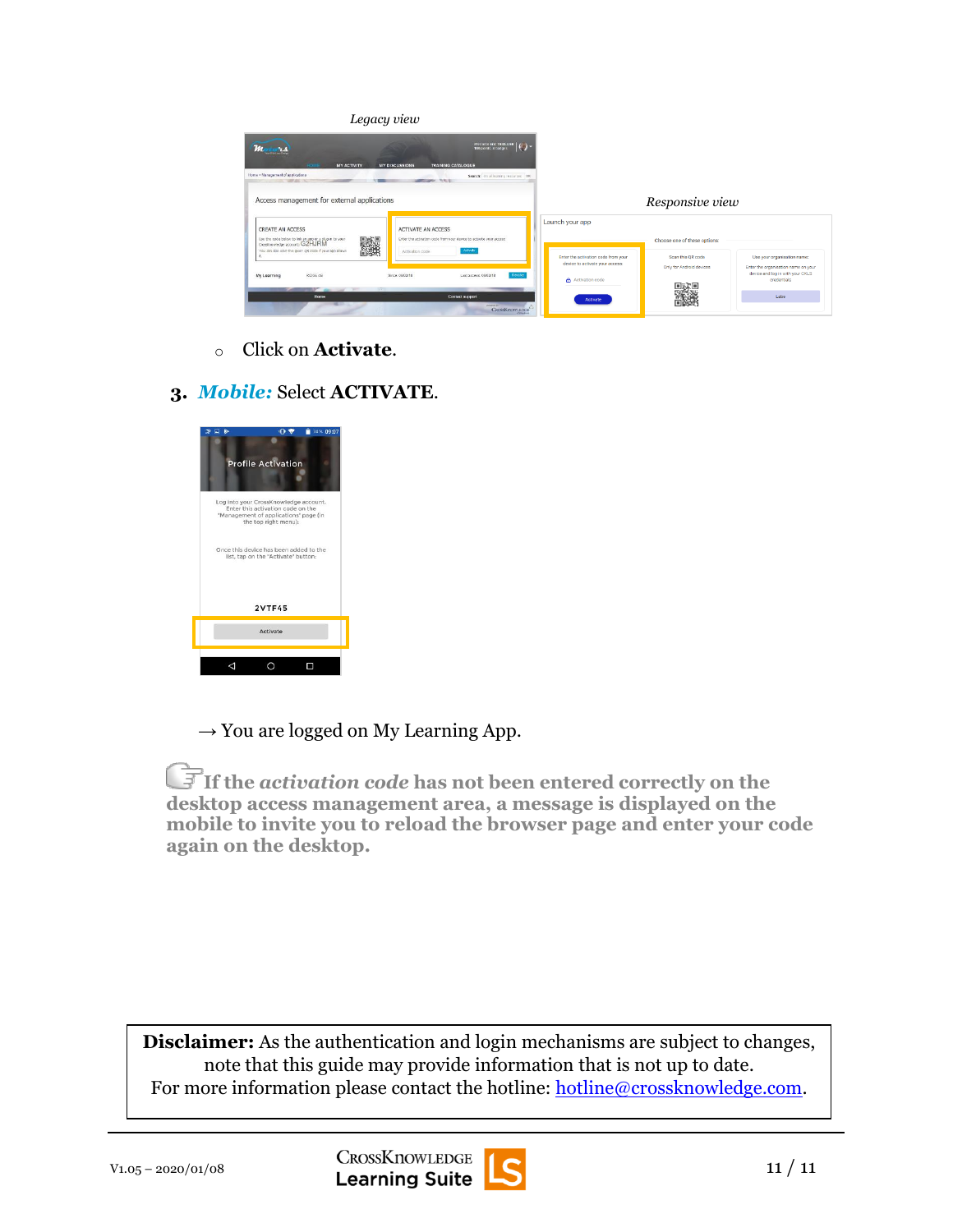Legacy view

Responsive view

- Click on **Activate**.

3. ***Mobile:*** Select **ACTIVATE**.

→ You are logged on My Learning App.

**If the *activation code* has not been entered correctly on the desktop access management area, a message is displayed on the mobile to invite you to reload the browser page and enter your code again on the desktop.**

**Disclaimer:** As the authentication and login mechanisms are subject to changes, note that this guide may provide information that is not up to date.
For more information please contact the hotline: hotline@crossknowledge.com.